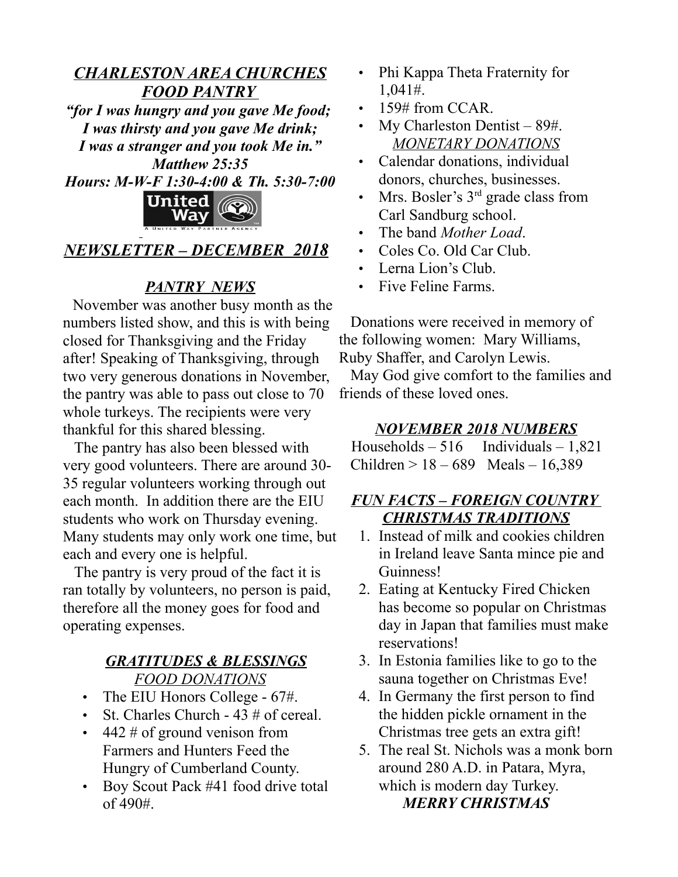# ***CHARLESTON AREA CHURCHES FOOD PANTRY***

***"for I was hungry and you gave Me food; I was thirsty and you gave Me drink; I was a stranger and you took Me in." Matthew 25:35***

***Hours: M-W-F 1:30-4:00 & Th. 5:30-7:00***

United Way
A UNITED WAY PARTNER AGENCY

## ***NEWSLETTER – DECEMBER 2018***

### ***PANTRY NEWS***

November was another busy month as the numbers listed show, and this is with being closed for Thanksgiving and the Friday after! Speaking of Thanksgiving, through two very generous donations in November, the pantry was able to pass out close to 70 whole turkeys. The recipients were very thankful for this shared blessing.

The pantry has also been blessed with very good volunteers. There are around 30-35 regular volunteers working through out each month. In addition there are the EIU students who work on Thursday evening. Many students may only work one time, but each and every one is helpful.

The pantry is very proud of the fact it is ran totally by volunteers, no person is paid, therefore all the money goes for food and operating expenses.

### ***GRATITUDES & BLESSINGS***

***FOOD DONATIONS***

- The EIU Honors College - 67#.
- St. Charles Church - 43 # of cereal.
- 442 # of ground venison from Farmers and Hunters Feed the Hungry of Cumberland County.
- Boy Scout Pack #41 food drive total of 490#.
- Phi Kappa Theta Fraternity for 1,041#.
- 159# from CCAR.
- My Charleston Dentist – 89#.

***MONETARY DONATIONS***

- Calendar donations, individual donors, churches, businesses.
- Mrs. Bosler's 3rd grade class from Carl Sandburg school.
- The band *Mother Load*.
- Coles Co. Old Car Club.
- Lerna Lion's Club.
- Five Feline Farms.

Donations were received in memory of the following women: Mary Williams, Ruby Shaffer, and Carolyn Lewis.

May God give comfort to the families and friends of these loved ones.

### ***NOVEMBER 2018 NUMBERS***

Households – 516 Individuals – 1,821
Children > 18 – 689 Meals – 16,389

### ***FUN FACTS – FOREIGN COUNTRY CHRISTMAS TRADITIONS***

1. Instead of milk and cookies children in Ireland leave Santa mince pie and Guinness!
2. Eating at Kentucky Fired Chicken has become so popular on Christmas day in Japan that families must make reservations!
3. In Estonia families like to go to the sauna together on Christmas Eve!
4. In Germany the first person to find the hidden pickle ornament in the Christmas tree gets an extra gift!
5. The real St. Nichols was a monk born around 280 A.D. in Patara, Myra, which is modern day Turkey.

***MERRY CHRISTMAS***